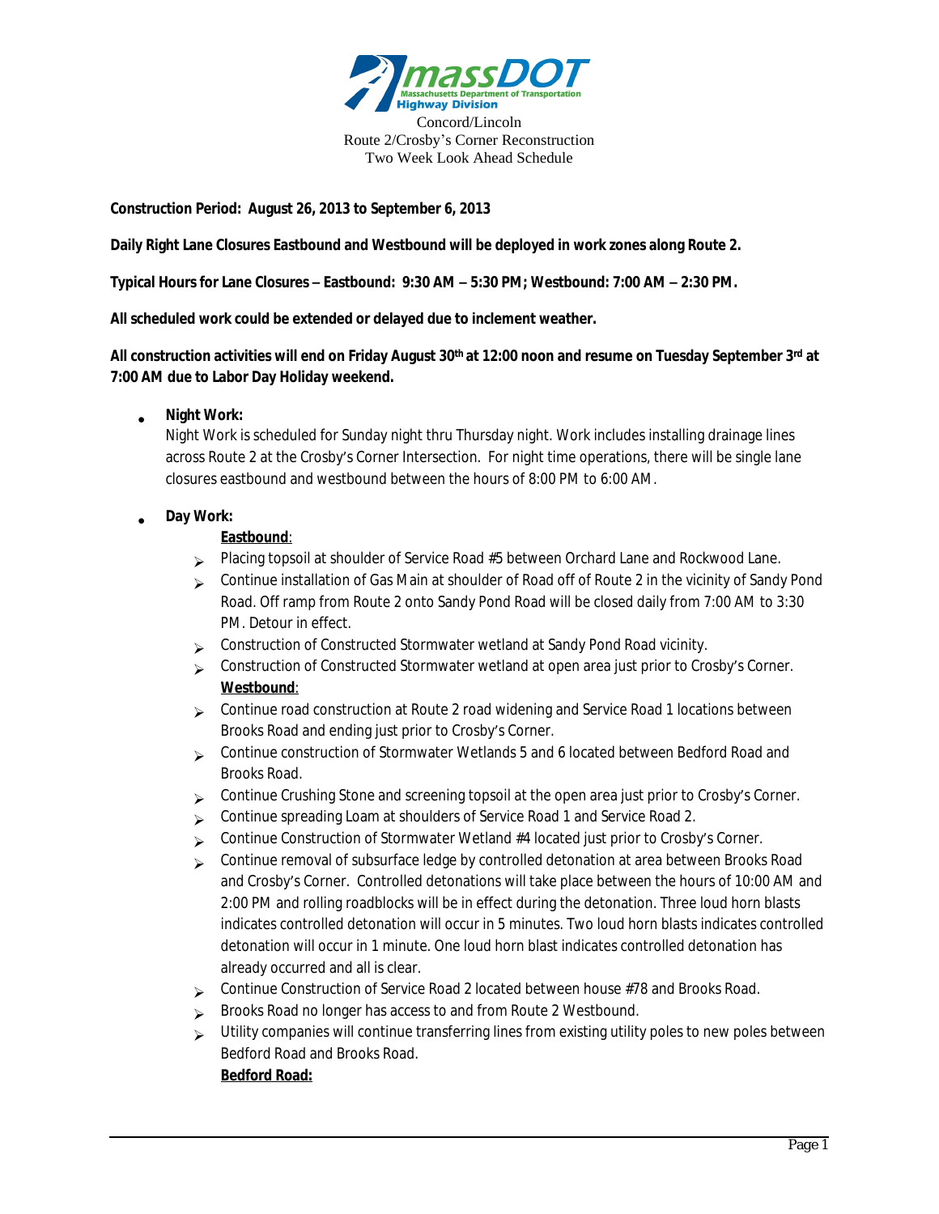massDOT
Massachusetts Department of Transportation
Highway Division

Concord/Lincoln
Route 2/Crosby's Corner Reconstruction
Two Week Look Ahead Schedule

**Construction Period: August 26, 2013 to September 6, 2013**

**Daily Right Lane Closures Eastbound and Westbound will be deployed in work zones along Route 2.**

**Typical Hours for Lane Closures – Eastbound: 9:30 AM – 5:30 PM; Westbound: 7:00 AM – 2:30 PM.**

**All scheduled work could be extended or delayed due to inclement weather.**

**All construction activities will end on Friday August 30th at 12:00 noon and resume on Tuesday September 3rd at 7:00 AM due to Labor Day Holiday weekend.**

- **Night Work:**
  Night Work is scheduled for Sunday night thru Thursday night. Work includes installing drainage lines across Route 2 at the Crosby's Corner Intersection. For night time operations, there will be single lane closures eastbound and westbound between the hours of 8:00 PM to 6:00 AM.

- **Day Work:**

  **Eastbound**:
  - Placing topsoil at shoulder of Service Road #5 between Orchard Lane and Rockwood Lane.
  - Continue installation of Gas Main at shoulder of Road off of Route 2 in the vicinity of Sandy Pond Road. Off ramp from Route 2 onto Sandy Pond Road will be closed daily from 7:00 AM to 3:30 PM. Detour in effect.
  - Construction of Constructed Stormwater wetland at Sandy Pond Road vicinity.
  - Construction of Constructed Stormwater wetland at open area just prior to Crosby's Corner.

  **Westbound**:
  - Continue road construction at Route 2 road widening and Service Road 1 locations between Brooks Road and ending just prior to Crosby's Corner.
  - Continue construction of Stormwater Wetlands 5 and 6 located between Bedford Road and Brooks Road.
  - Continue Crushing Stone and screening topsoil at the open area just prior to Crosby's Corner.
  - Continue spreading Loam at shoulders of Service Road 1 and Service Road 2.
  - Continue Construction of Stormwater Wetland #4 located just prior to Crosby's Corner.
  - Continue removal of subsurface ledge by controlled detonation at area between Brooks Road and Crosby's Corner. Controlled detonations will take place between the hours of 10:00 AM and 2:00 PM and rolling roadblocks will be in effect during the detonation. Three loud horn blasts indicates controlled detonation will occur in 5 minutes. Two loud horn blasts indicates controlled detonation will occur in 1 minute. One loud horn blast indicates controlled detonation has already occurred and all is clear.
  - Continue Construction of Service Road 2 located between house #78 and Brooks Road.
  - Brooks Road no longer has access to and from Route 2 Westbound.
  - Utility companies will continue transferring lines from existing utility poles to new poles between Bedford Road and Brooks Road.

  **Bedford Road:**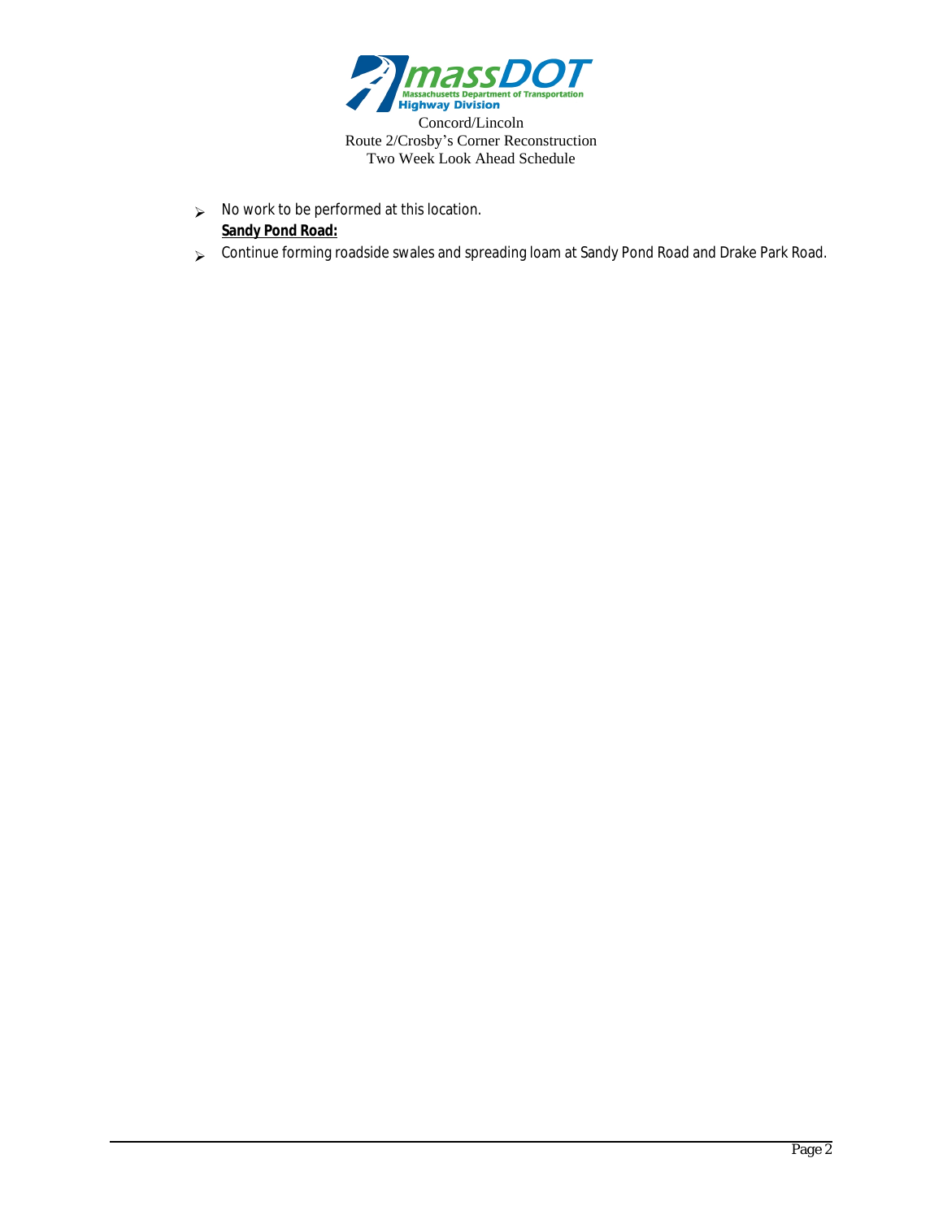- No work to be performed at this location.

**Sandy Pond Road:**

- Continue forming roadside swales and spreading loam at Sandy Pond Road and Drake Park Road.